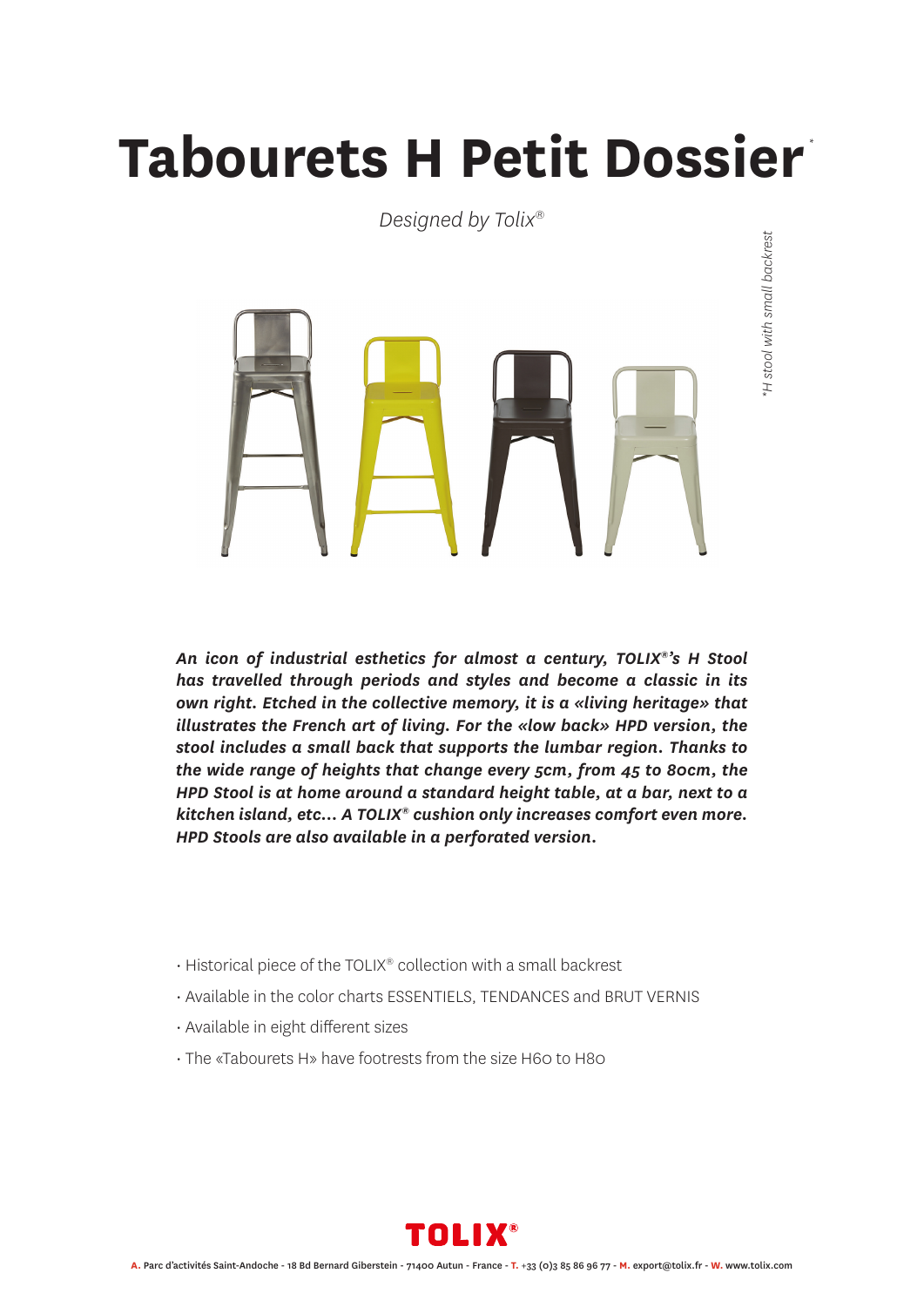# Tabourets H Petit Dossier*

*Designed by Tolix®*

*H stool with small backrest

***An icon of industrial esthetics for almost a century, TOLIX®'s H Stool has travelled through periods and styles and become a classic in its own right. Etched in the collective memory, it is a «living heritage» that illustrates the French art of living. For the «low back» HPD version, the stool includes a small back that supports the lumbar region. Thanks to the wide range of heights that change every 5cm, from 45 to 80cm, the HPD Stool is at home around a standard height table, at a bar, next to a kitchen island, etc... A TOLIX® cushion only increases comfort even more. HPD Stools are also available in a perforated version.***

- Historical piece of the TOLIX® collection with a small backrest
- Available in the color charts ESSENTIELS, TENDANCES and BRUT VERNIS
- Available in eight different sizes
- The «Tabourets H» have footrests from the size H60 to H80

**TOLIX®**

**A.** Parc d'activités Saint-Andoche - 18 Bd Bernard Giberstein - 71400 Autun - France - **T.** +33 (0)3 85 86 96 77 - **M.** export@tolix.fr - **W.** www.tolix.com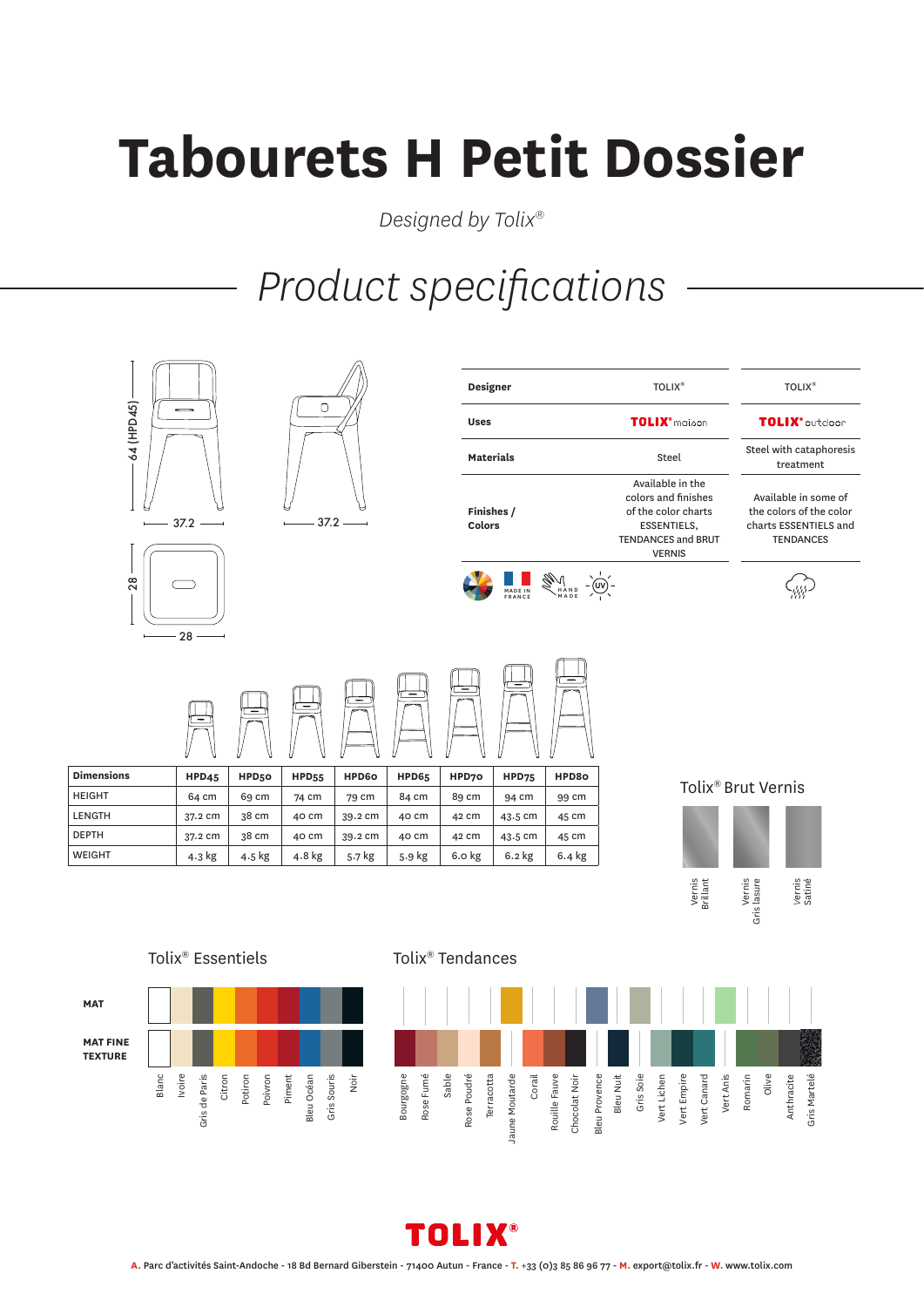# Tabourets H Petit Dossier

*Designed by Tolix®*

## *Product specifications*

64 (HPD45)

37.2

37.2

28

28

| | | |
|---|---|---|
| **Designer** | TOLIX® | TOLIX® |
| **Uses** | TOLIX® maison | TOLIX® outdoor |
| **Materials** | Steel | Steel with cataphoresis treatment |
| **Finishes / Colors** | Available in the colors and finishes of the color charts ESSENTIELS, TENDANCES and BRUT VERNIS | Available in some of the color charts ESSENTIELS and TENDANCES |

MADE IN FRANCE

HAND MADE

UV

| Dimensions | HPD45 | HPD50 | HPD55 | HPD60 | HPD65 | HPD70 | HPD75 | HPD80 |
|---|---|---|---|---|---|---|---|---|
| HEIGHT | 64 cm | 69 cm | 74 cm | 79 cm | 84 cm | 89 cm | 94 cm | 99 cm |
| LENGTH | 37.2 cm | 38 cm | 40 cm | 39.2 cm | 40 cm | 42 cm | 43.5 cm | 45 cm |
| DEPTH | 37.2 cm | 38 cm | 40 cm | 39.2 cm | 40 cm | 42 cm | 43.5 cm | 45 cm |
| WEIGHT | 4.3 kg | 4.5 kg | 4.8 kg | 5.7 kg | 5.9 kg | 6.0 kg | 6.2 kg | 6.4 kg |

### Tolix® Brut Vernis

Vernis Brillant, Vernis Gris lasure, Vernis Satiné

### Tolix® Essentiels

**MAT**

**MAT FINE TEXTURE**

Blanc, Ivoire, Gris de Paris, Citron, Potiron, Poivron, Piment, Bleu Océan, Gris Souris, Noir

### Tolix® Tendances

Bourgogne, Rose Fumé, Sable, Rose Poudré, Terracotta, Jaune Moutarde, Corail, Rouille Fauve, Chocolat Noir, Bleu Provence, Bleu Nuit, Gris Soie, Vert Lichen, Vert Empire, Vert Canard, Vert Anis, Romarin, Olive, Anthracite, Gris Martelé

TOLIX®

**A.** Parc d'activités Saint-Andoche - 18 Bd Bernard Giberstein - 71400 Autun - France - **T.** +33 (0)3 85 86 96 77 - **M.** export@tolix.fr - **W.** www.tolix.com